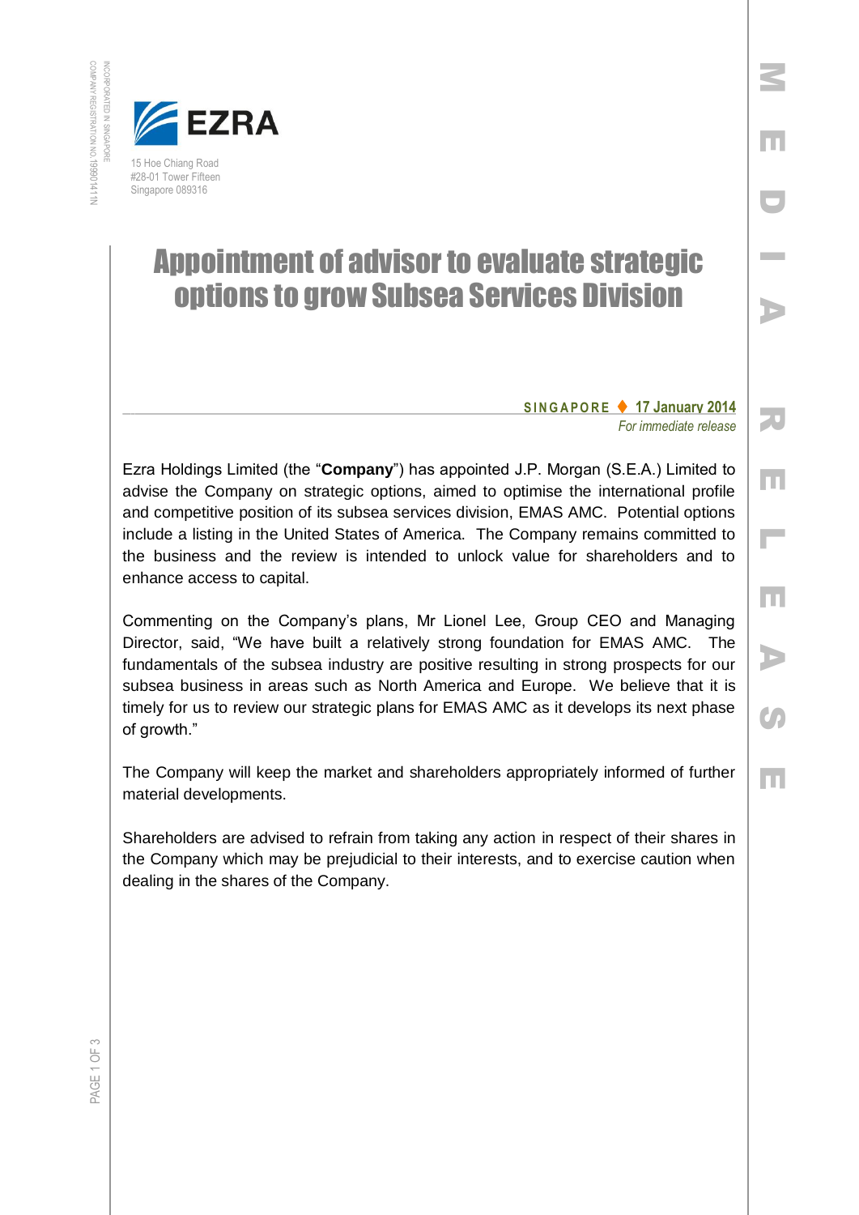EZRA

15 Hoe Chiang Road
#28-01 Tower Fifteen
Singapore 089316

INCORPORATED IN SINGAPORE
COMPANY REGISTRATION NO.199901411N

MEDIA RELEASE

# Appointment of advisor to evaluate strategic options to grow Subsea Services Division

**SINGAPORE ♦ 17 January 2014**
*For immediate release*

Ezra Holdings Limited (the "**Company**") has appointed J.P. Morgan (S.E.A.) Limited to advise the Company on strategic options, aimed to optimise the international profile and competitive position of its subsea services division, EMAS AMC. Potential options include a listing in the United States of America. The Company remains committed to the business and the review is intended to unlock value for shareholders and to enhance access to capital.

Commenting on the Company's plans, Mr Lionel Lee, Group CEO and Managing Director, said, "We have built a relatively strong foundation for EMAS AMC. The fundamentals of the subsea industry are positive resulting in strong prospects for our subsea business in areas such as North America and Europe. We believe that it is timely for us to review our strategic plans for EMAS AMC as it develops its next phase of growth."

The Company will keep the market and shareholders appropriately informed of further material developments.

Shareholders are advised to refrain from taking any action in respect of their shares in the Company which may be prejudicial to their interests, and to exercise caution when dealing in the shares of the Company.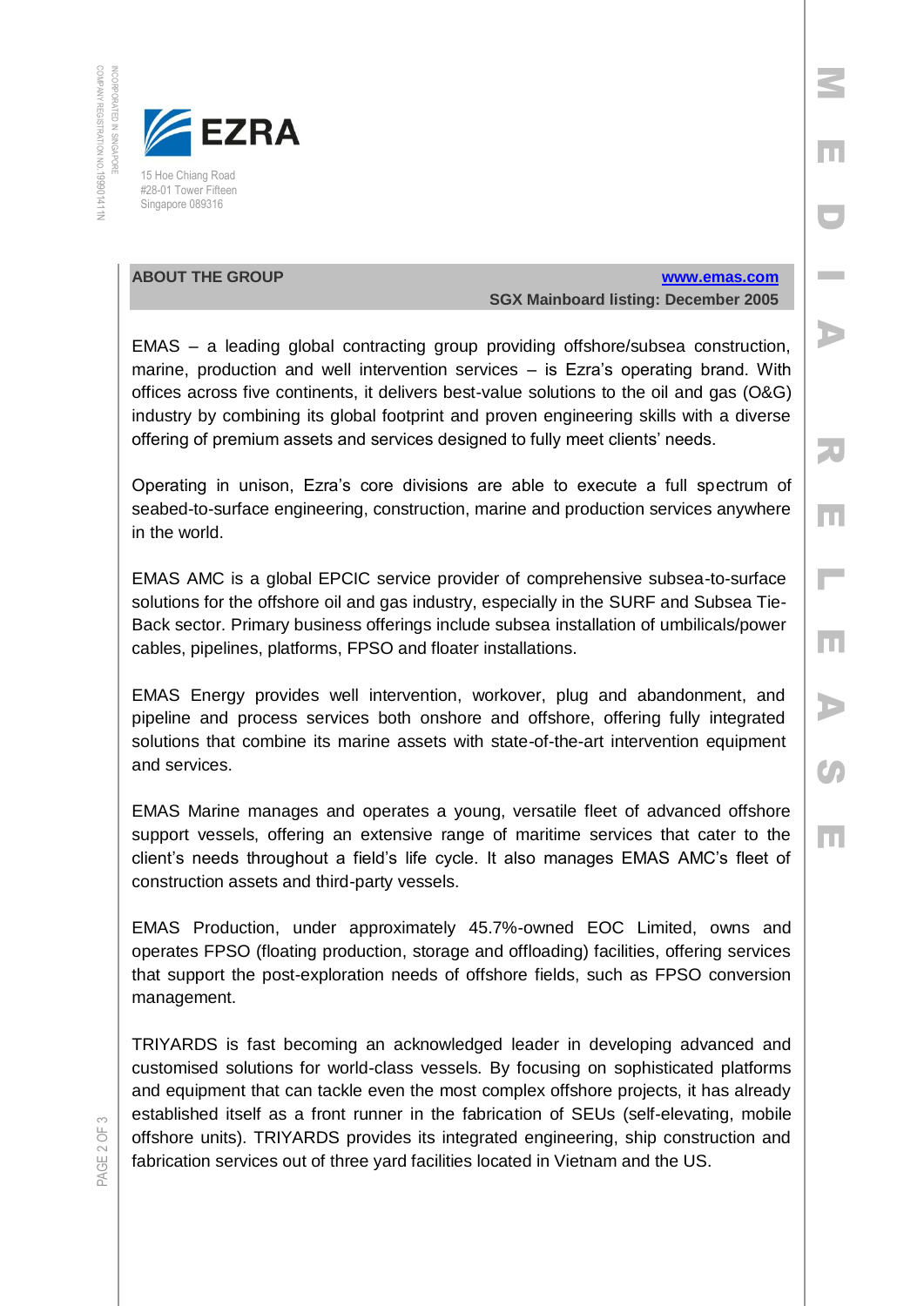## ABOUT THE GROUP

www.emas.com
**SGX Mainboard listing: December 2005**

EMAS – a leading global contracting group providing offshore/subsea construction, marine, production and well intervention services – is Ezra's operating brand. With offices across five continents, it delivers best-value solutions to the oil and gas (O&G) industry by combining its global footprint and proven engineering skills with a diverse offering of premium assets and services designed to fully meet clients' needs.

Operating in unison, Ezra's core divisions are able to execute a full spectrum of seabed-to-surface engineering, construction, marine and production services anywhere in the world.

EMAS AMC is a global EPCIC service provider of comprehensive subsea-to-surface solutions for the offshore oil and gas industry, especially in the SURF and Subsea Tie-Back sector. Primary business offerings include subsea installation of umbilicals/power cables, pipelines, platforms, FPSO and floater installations.

EMAS Energy provides well intervention, workover, plug and abandonment, and pipeline and process services both onshore and offshore, offering fully integrated solutions that combine its marine assets with state-of-the-art intervention equipment and services.

EMAS Marine manages and operates a young, versatile fleet of advanced offshore support vessels, offering an extensive range of maritime services that cater to the client's needs throughout a field's life cycle. It also manages EMAS AMC's fleet of construction assets and third-party vessels.

EMAS Production, under approximately 45.7%-owned EOC Limited, owns and operates FPSO (floating production, storage and offloading) facilities, offering services that support the post-exploration needs of offshore fields, such as FPSO conversion management.

TRIYARDS is fast becoming an acknowledged leader in developing advanced and customised solutions for world-class vessels. By focusing on sophisticated platforms and equipment that can tackle even the most complex offshore projects, it has already established itself as a front runner in the fabrication of SEUs (self-elevating, mobile offshore units). TRIYARDS provides its integrated engineering, ship construction and fabrication services out of three yard facilities located in Vietnam and the US.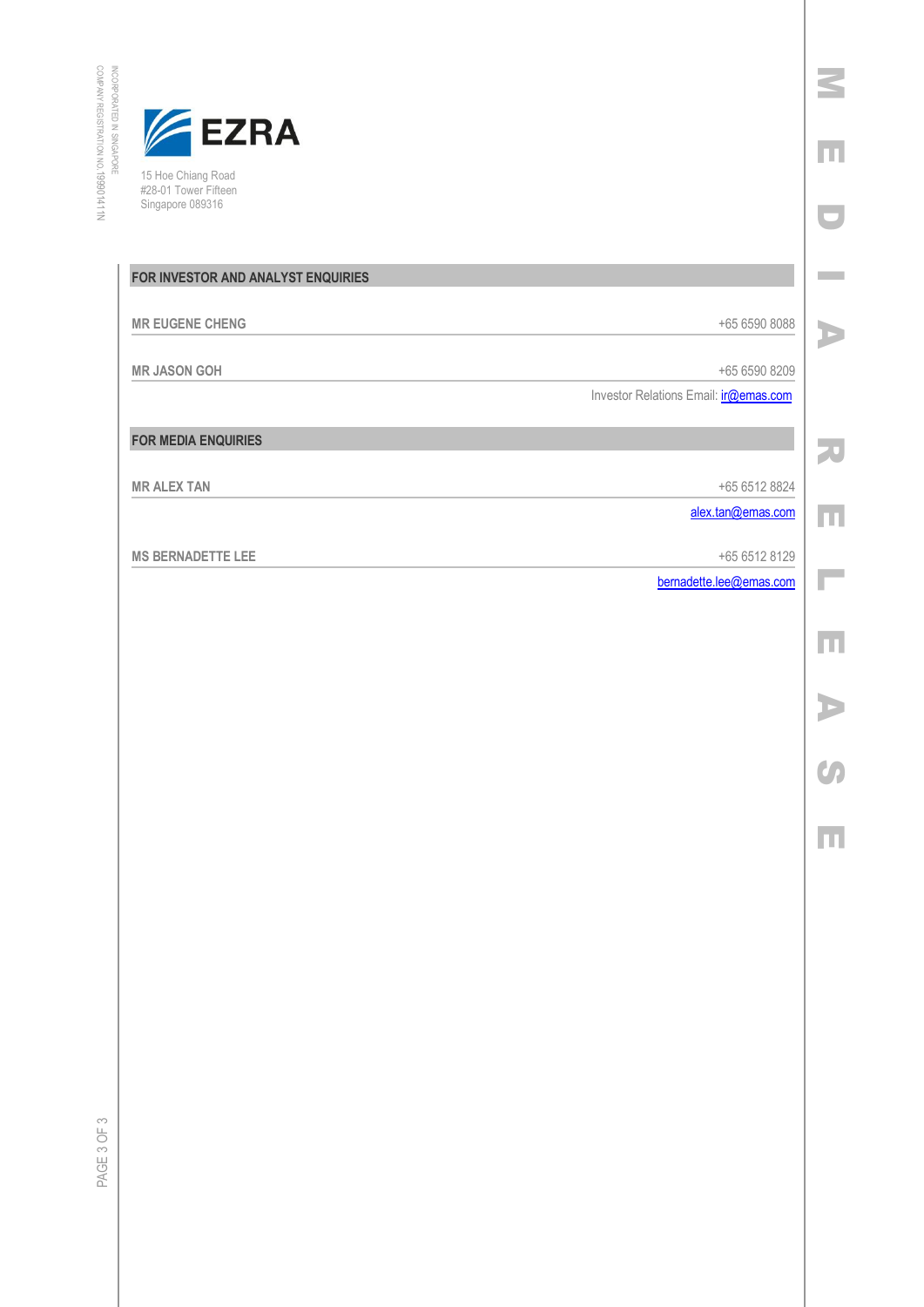INCORPORATED IN SINGAPORE
COMPANY REGISTRATION NO.199901411N

EZRA

15 Hoe Chiang Road
#28-01 Tower Fifteen
Singapore 089316

MEDIA RELEASE

## FOR INVESTOR AND ANALYST ENQUIRIES

**MR EUGENE CHENG** +65 6590 8088

**MR JASON GOH** +65 6590 8209

Investor Relations Email: ir@emas.com

## FOR MEDIA ENQUIRIES

**MR ALEX TAN** +65 6512 8824

alex.tan@emas.com

**MS BERNADETTE LEE** +65 6512 8129

bernadette.lee@emas.com